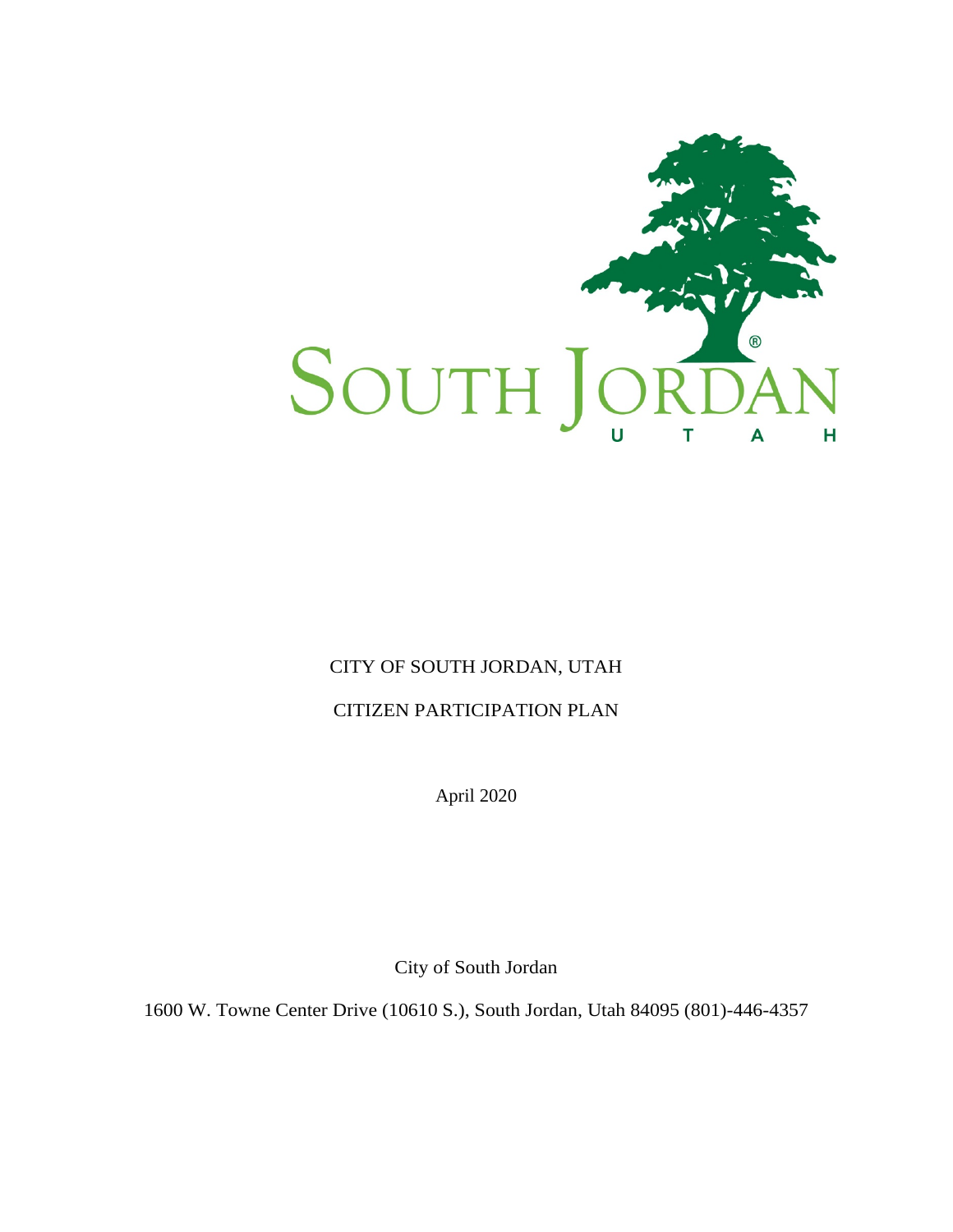SOUTH JORDAN

UTAH

# CITY OF SOUTH JORDAN, UTAH

# CITIZEN PARTICIPATION PLAN

April 2020

City of South Jordan

1600 W. Towne Center Drive (10610 S.), South Jordan, Utah 84095 (801)-446-4357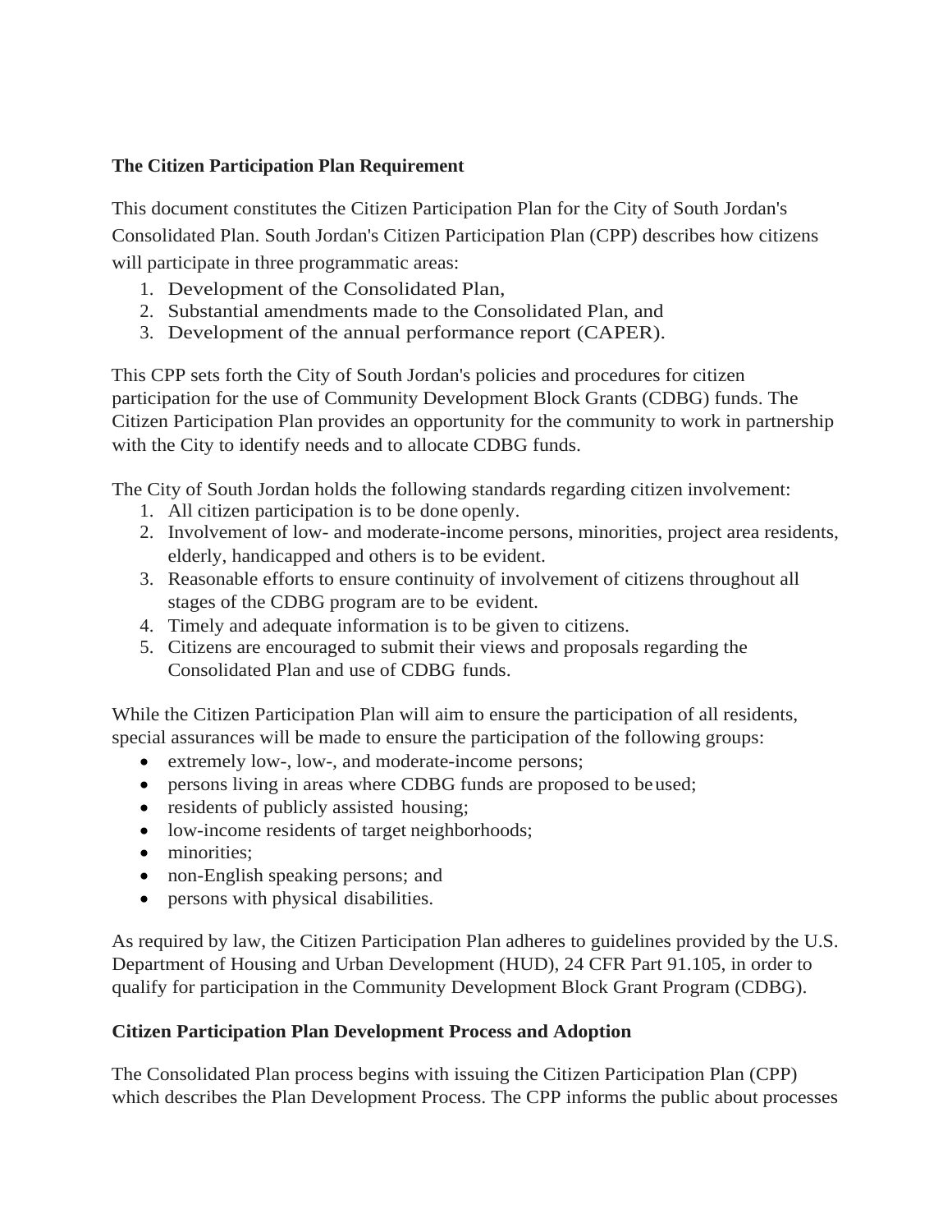**The Citizen Participation Plan Requirement**

This document constitutes the Citizen Participation Plan for the City of South Jordan's Consolidated Plan. South Jordan's Citizen Participation Plan (CPP) describes how citizens will participate in three programmatic areas:

1. Development of the Consolidated Plan,
2. Substantial amendments made to the Consolidated Plan, and
3. Development of the annual performance report (CAPER).

This CPP sets forth the City of South Jordan's policies and procedures for citizen participation for the use of Community Development Block Grants (CDBG) funds. The Citizen Participation Plan provides an opportunity for the community to work in partnership with the City to identify needs and to allocate CDBG funds.

The City of South Jordan holds the following standards regarding citizen involvement:

1. All citizen participation is to be done openly.
2. Involvement of low- and moderate-income persons, minorities, project area residents, elderly, handicapped and others is to be evident.
3. Reasonable efforts to ensure continuity of involvement of citizens throughout all stages of the CDBG program are to be evident.
4. Timely and adequate information is to be given to citizens.
5. Citizens are encouraged to submit their views and proposals regarding the Consolidated Plan and use of CDBG funds.

While the Citizen Participation Plan will aim to ensure the participation of all residents, special assurances will be made to ensure the participation of the following groups:

- extremely low-, low-, and moderate-income persons;
- persons living in areas where CDBG funds are proposed to be used;
- residents of publicly assisted housing;
- low-income residents of target neighborhoods;
- minorities;
- non-English speaking persons; and
- persons with physical disabilities.

As required by law, the Citizen Participation Plan adheres to guidelines provided by the U.S. Department of Housing and Urban Development (HUD), 24 CFR Part 91.105, in order to qualify for participation in the Community Development Block Grant Program (CDBG).

**Citizen Participation Plan Development Process and Adoption**

The Consolidated Plan process begins with issuing the Citizen Participation Plan (CPP) which describes the Plan Development Process. The CPP informs the public about processes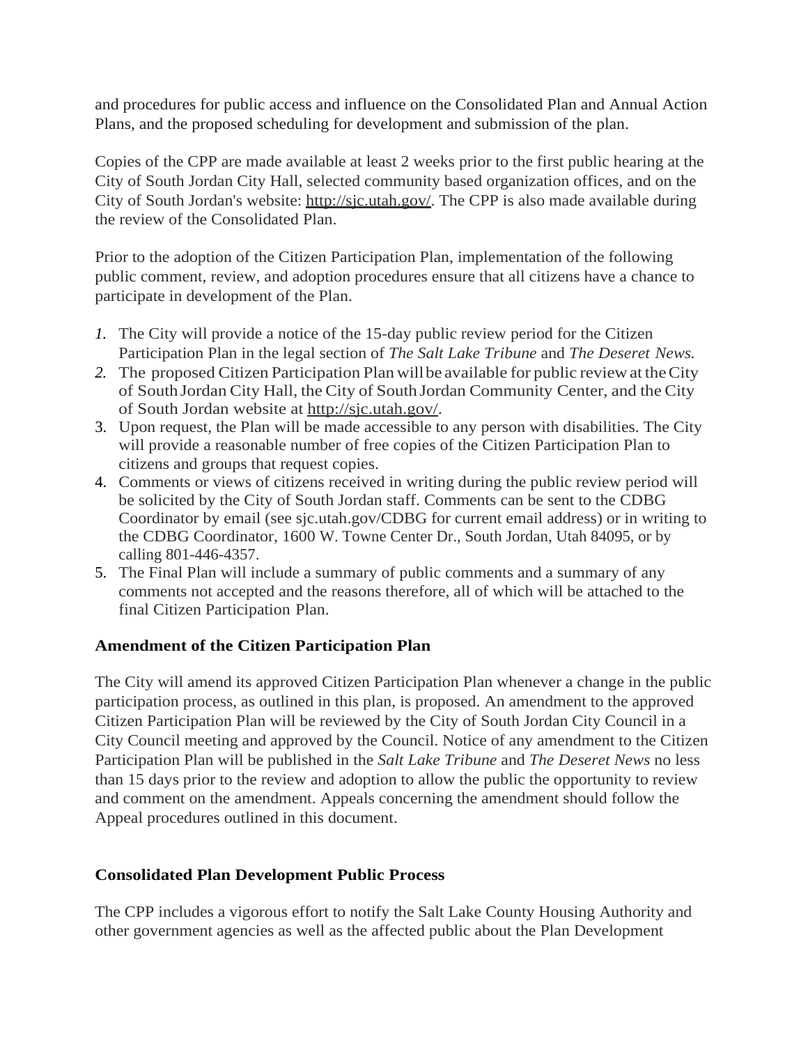and procedures for public access and influence on the Consolidated Plan and Annual Action Plans, and the proposed scheduling for development and submission of the plan.

Copies of the CPP are made available at least 2 weeks prior to the first public hearing at the City of South Jordan City Hall, selected community based organization offices, and on the City of South Jordan's website: http://sjc.utah.gov/. The CPP is also made available during the review of the Consolidated Plan.

Prior to the adoption of the Citizen Participation Plan, implementation of the following public comment, review, and adoption procedures ensure that all citizens have a chance to participate in development of the Plan.

1. The City will provide a notice of the 15-day public review period for the Citizen Participation Plan in the legal section of *The Salt Lake Tribune* and *The Deseret News.*
2. The proposed Citizen Participation Plan will be available for public review at the City of South Jordan City Hall, the City of South Jordan Community Center, and the City of South Jordan website at http://sjc.utah.gov/.
3. Upon request, the Plan will be made accessible to any person with disabilities. The City will provide a reasonable number of free copies of the Citizen Participation Plan to citizens and groups that request copies.
4. Comments or views of citizens received in writing during the public review period will be solicited by the City of South Jordan staff. Comments can be sent to the CDBG Coordinator by email (see sjc.utah.gov/CDBG for current email address) or in writing to the CDBG Coordinator, 1600 W. Towne Center Dr., South Jordan, Utah 84095, or by calling 801-446-4357.
5. The Final Plan will include a summary of public comments and a summary of any comments not accepted and the reasons therefore, all of which will be attached to the final Citizen Participation Plan.

**Amendment of the Citizen Participation Plan**

The City will amend its approved Citizen Participation Plan whenever a change in the public participation process, as outlined in this plan, is proposed. An amendment to the approved Citizen Participation Plan will be reviewed by the City of South Jordan City Council in a City Council meeting and approved by the Council. Notice of any amendment to the Citizen Participation Plan will be published in the *Salt Lake Tribune* and *The Deseret News* no less than 15 days prior to the review and adoption to allow the public the opportunity to review and comment on the amendment. Appeals concerning the amendment should follow the Appeal procedures outlined in this document.

**Consolidated Plan Development Public Process**

The CPP includes a vigorous effort to notify the Salt Lake County Housing Authority and other government agencies as well as the affected public about the Plan Development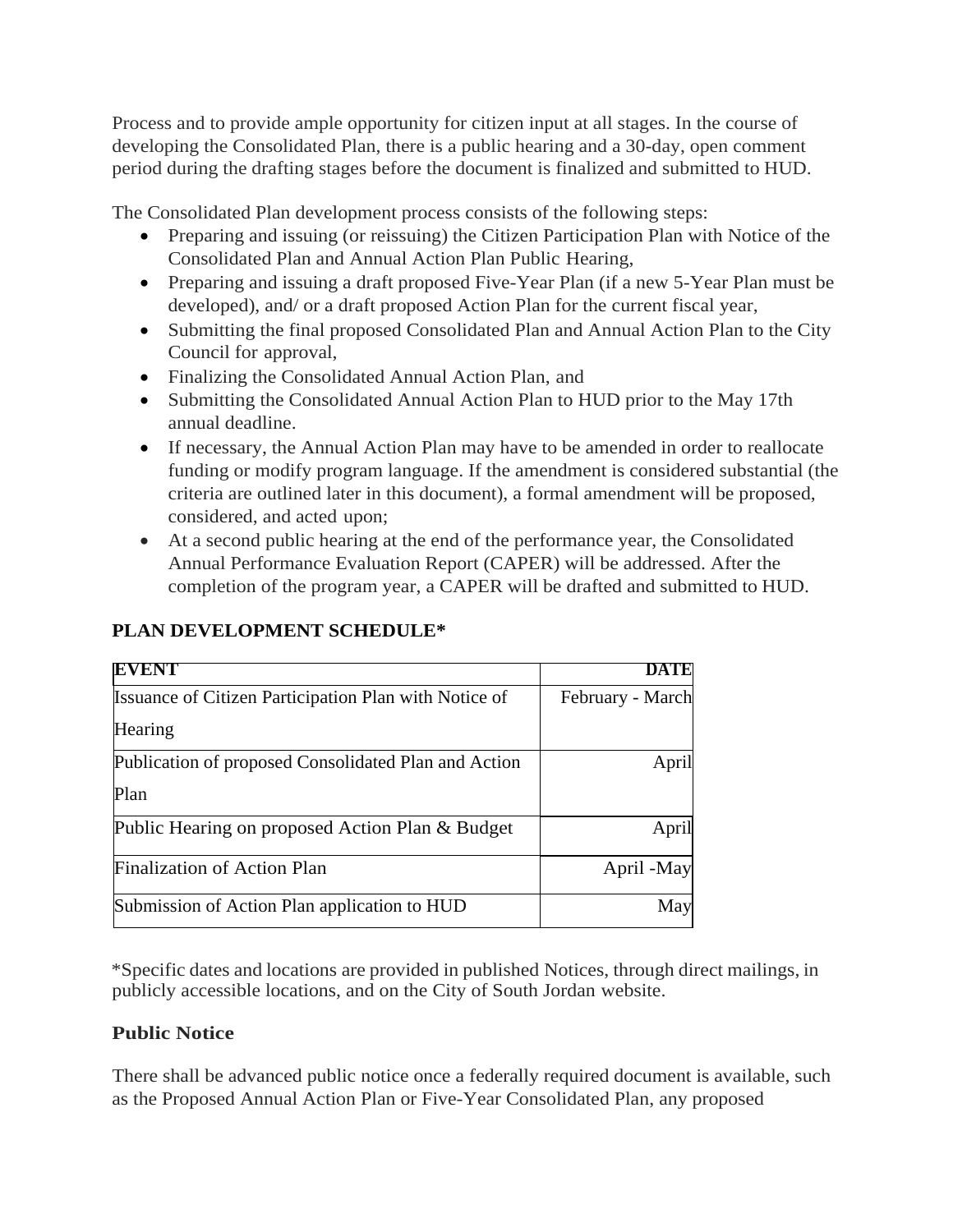Process and to provide ample opportunity for citizen input at all stages. In the course of developing the Consolidated Plan, there is a public hearing and a 30-day, open comment period during the drafting stages before the document is finalized and submitted to HUD.

The Consolidated Plan development process consists of the following steps:

- Preparing and issuing (or reissuing) the Citizen Participation Plan with Notice of the Consolidated Plan and Annual Action Plan Public Hearing,
- Preparing and issuing a draft proposed Five-Year Plan (if a new 5-Year Plan must be developed), and/ or a draft proposed Action Plan for the current fiscal year,
- Submitting the final proposed Consolidated Plan and Annual Action Plan to the City Council for approval,
- Finalizing the Consolidated Annual Action Plan, and
- Submitting the Consolidated Annual Action Plan to HUD prior to the May 17th annual deadline.
- If necessary, the Annual Action Plan may have to be amended in order to reallocate funding or modify program language. If the amendment is considered substantial (the criteria are outlined later in this document), a formal amendment will be proposed, considered, and acted upon;
- At a second public hearing at the end of the performance year, the Consolidated Annual Performance Evaluation Report (CAPER) will be addressed. After the completion of the program year, a CAPER will be drafted and submitted to HUD.

**PLAN DEVELOPMENT SCHEDULE***

| **EVENT** | **DATE** |
|---|---:|
| Issuance of Citizen Participation Plan with Notice of Hearing | February - March |
| Publication of proposed Consolidated Plan and Action Plan | April |
| Public Hearing on proposed Action Plan & Budget | April |
| Finalization of Action Plan | April -May |
| Submission of Action Plan application to HUD | May |

*Specific dates and locations are provided in published Notices, through direct mailings, in publicly accessible locations, and on the City of South Jordan website.

### Public Notice

There shall be advanced public notice once a federally required document is available, such as the Proposed Annual Action Plan or Five-Year Consolidated Plan, any proposed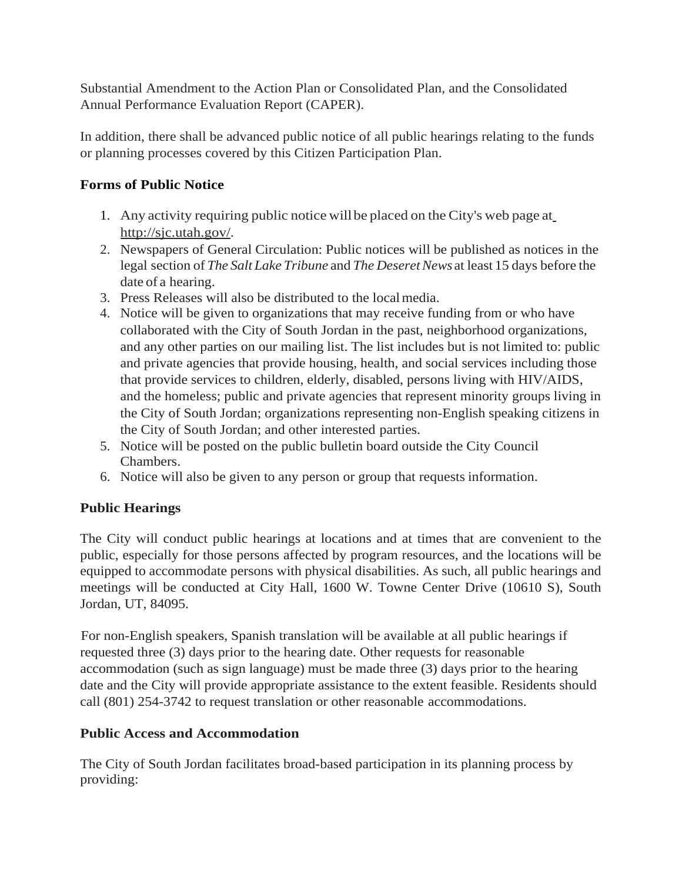Substantial Amendment to the Action Plan or Consolidated Plan, and the Consolidated Annual Performance Evaluation Report (CAPER).

In addition, there shall be advanced public notice of all public hearings relating to the funds or planning processes covered by this Citizen Participation Plan.

### Forms of Public Notice

1. Any activity requiring public notice will be placed on the City's web page at http://sjc.utah.gov/.
2. Newspapers of General Circulation: Public notices will be published as notices in the legal section of *The Salt Lake Tribune* and *The Deseret News* at least 15 days before the date of a hearing.
3. Press Releases will also be distributed to the local media.
4. Notice will be given to organizations that may receive funding from or who have collaborated with the City of South Jordan in the past, neighborhood organizations, and any other parties on our mailing list. The list includes but is not limited to: public and private agencies that provide housing, health, and social services including those that provide services to children, elderly, disabled, persons living with HIV/AIDS, and the homeless; public and private agencies that represent minority groups living in the City of South Jordan; organizations representing non-English speaking citizens in the City of South Jordan; and other interested parties.
5. Notice will be posted on the public bulletin board outside the City Council Chambers.
6. Notice will also be given to any person or group that requests information.

### Public Hearings

The City will conduct public hearings at locations and at times that are convenient to the public, especially for those persons affected by program resources, and the locations will be equipped to accommodate persons with physical disabilities. As such, all public hearings and meetings will be conducted at City Hall, 1600 W. Towne Center Drive (10610 S), South Jordan, UT, 84095.

For non-English speakers, Spanish translation will be available at all public hearings if requested three (3) days prior to the hearing date. Other requests for reasonable accommodation (such as sign language) must be made three (3) days prior to the hearing date and the City will provide appropriate assistance to the extent feasible. Residents should call (801) 254-3742 to request translation or other reasonable accommodations.

### Public Access and Accommodation

The City of South Jordan facilitates broad-based participation in its planning process by providing: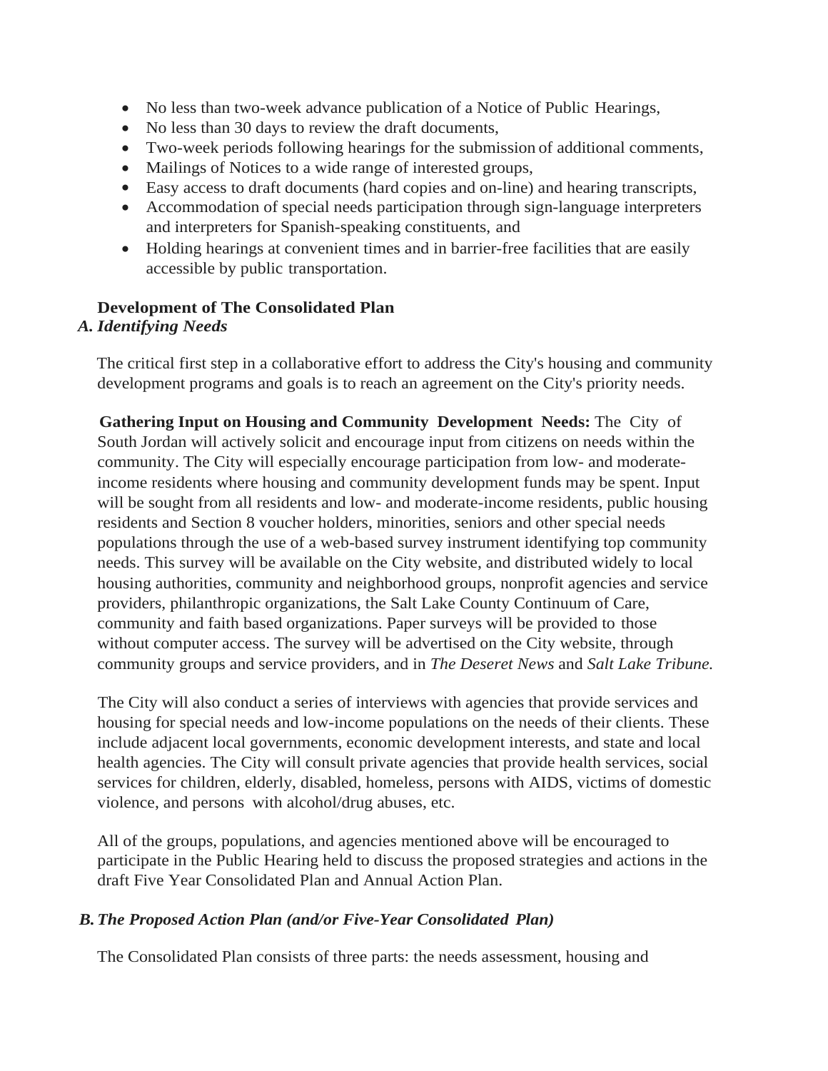- No less than two-week advance publication of a Notice of Public Hearings,
- No less than 30 days to review the draft documents,
- Two-week periods following hearings for the submission of additional comments,
- Mailings of Notices to a wide range of interested groups,
- Easy access to draft documents (hard copies and on-line) and hearing transcripts,
- Accommodation of special needs participation through sign-language interpreters and interpreters for Spanish-speaking constituents, and
- Holding hearings at convenient times and in barrier-free facilities that are easily accessible by public transportation.

## Development of The Consolidated Plan

### A. *Identifying Needs*

The critical first step in a collaborative effort to address the City's housing and community development programs and goals is to reach an agreement on the City's priority needs.

**Gathering Input on Housing and Community Development Needs:** The City of South Jordan will actively solicit and encourage input from citizens on needs within the community. The City will especially encourage participation from low- and moderate-income residents where housing and community development funds may be spent. Input will be sought from all residents and low- and moderate-income residents, public housing residents and Section 8 voucher holders, minorities, seniors and other special needs populations through the use of a web-based survey instrument identifying top community needs. This survey will be available on the City website, and distributed widely to local housing authorities, community and neighborhood groups, nonprofit agencies and service providers, philanthropic organizations, the Salt Lake County Continuum of Care, community and faith based organizations. Paper surveys will be provided to those without computer access. The survey will be advertised on the City website, through community groups and service providers, and in *The Deseret News* and *Salt Lake Tribune.*

The City will also conduct a series of interviews with agencies that provide services and housing for special needs and low-income populations on the needs of their clients. These include adjacent local governments, economic development interests, and state and local health agencies. The City will consult private agencies that provide health services, social services for children, elderly, disabled, homeless, persons with AIDS, victims of domestic violence, and persons with alcohol/drug abuses, etc.

All of the groups, populations, and agencies mentioned above will be encouraged to participate in the Public Hearing held to discuss the proposed strategies and actions in the draft Five Year Consolidated Plan and Annual Action Plan.

### B. *The Proposed Action Plan (and/or Five-Year Consolidated Plan)*

The Consolidated Plan consists of three parts: the needs assessment, housing and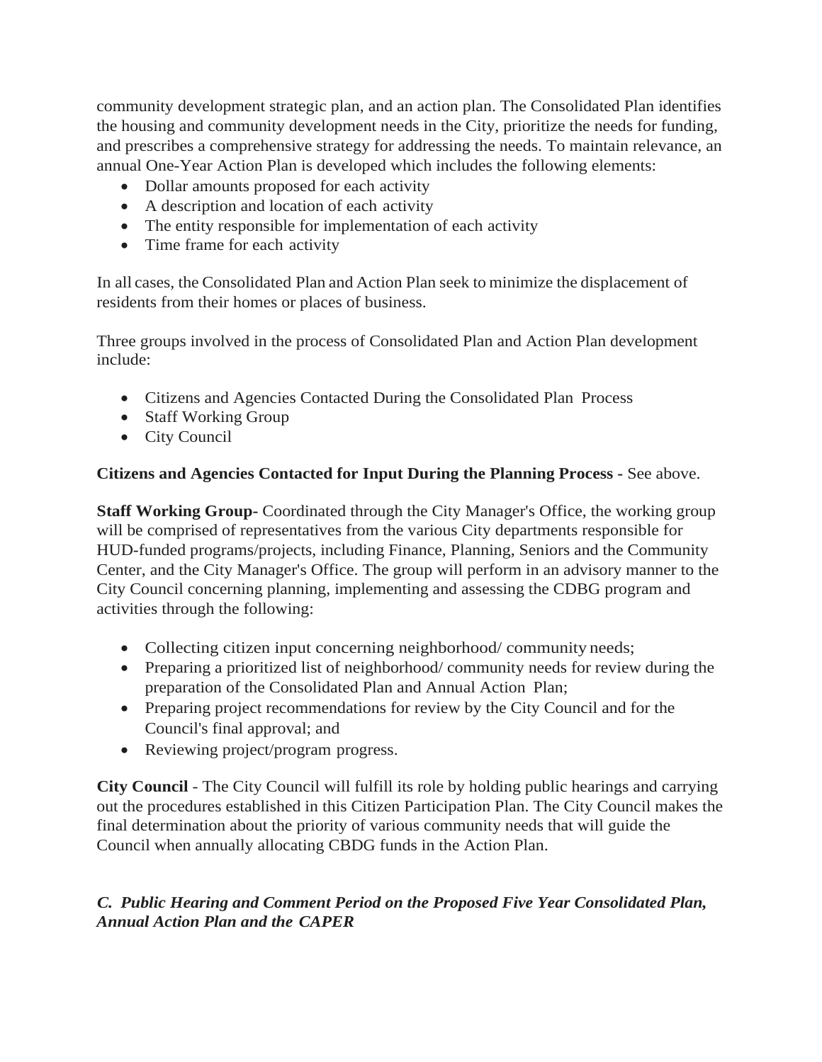community development strategic plan, and an action plan. The Consolidated Plan identifies the housing and community development needs in the City, prioritize the needs for funding, and prescribes a comprehensive strategy for addressing the needs. To maintain relevance, an annual One-Year Action Plan is developed which includes the following elements:

- Dollar amounts proposed for each activity
- A description and location of each activity
- The entity responsible for implementation of each activity
- Time frame for each activity

In all cases, the Consolidated Plan and Action Plan seek to minimize the displacement of residents from their homes or places of business.

Three groups involved in the process of Consolidated Plan and Action Plan development include:

- Citizens and Agencies Contacted During the Consolidated Plan Process
- Staff Working Group
- City Council

**Citizens and Agencies Contacted for Input During the Planning Process -** See above.

**Staff Working Group-** Coordinated through the City Manager's Office, the working group will be comprised of representatives from the various City departments responsible for HUD-funded programs/projects, including Finance, Planning, Seniors and the Community Center, and the City Manager's Office. The group will perform in an advisory manner to the City Council concerning planning, implementing and assessing the CDBG program and activities through the following:

- Collecting citizen input concerning neighborhood/ community needs;
- Preparing a prioritized list of neighborhood/ community needs for review during the preparation of the Consolidated Plan and Annual Action Plan;
- Preparing project recommendations for review by the City Council and for the Council's final approval; and
- Reviewing project/program progress.

**City Council** - The City Council will fulfill its role by holding public hearings and carrying out the procedures established in this Citizen Participation Plan. The City Council makes the final determination about the priority of various community needs that will guide the Council when annually allocating CBDG funds in the Action Plan.

### *C. Public Hearing and Comment Period on the Proposed Five Year Consolidated Plan, Annual Action Plan and the CAPER*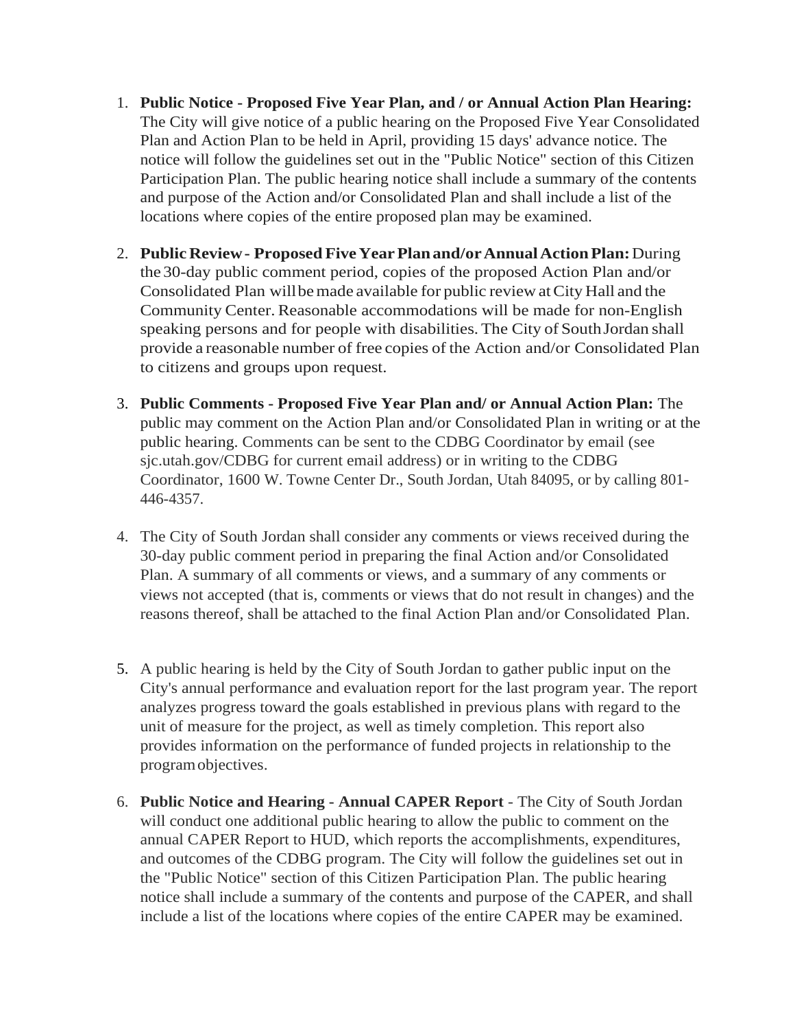1. **Public Notice - Proposed Five Year Plan, and / or Annual Action Plan Hearing:** The City will give notice of a public hearing on the Proposed Five Year Consolidated Plan and Action Plan to be held in April, providing 15 days' advance notice. The notice will follow the guidelines set out in the "Public Notice" section of this Citizen Participation Plan. The public hearing notice shall include a summary of the contents and purpose of the Action and/or Consolidated Plan and shall include a list of the locations where copies of the entire proposed plan may be examined.

2. **Public Review - Proposed Five Year Plan and/or Annual Action Plan:** During the 30-day public comment period, copies of the proposed Action Plan and/or Consolidated Plan will be made available for public review at City Hall and the Community Center. Reasonable accommodations will be made for non-English speaking persons and for people with disabilities. The City of South Jordan shall provide a reasonable number of free copies of the Action and/or Consolidated Plan to citizens and groups upon request.

3. **Public Comments - Proposed Five Year Plan and/ or Annual Action Plan:** The public may comment on the Action Plan and/or Consolidated Plan in writing or at the public hearing. Comments can be sent to the CDBG Coordinator by email (see sjc.utah.gov/CDBG for current email address) or in writing to the CDBG Coordinator, 1600 W. Towne Center Dr., South Jordan, Utah 84095, or by calling 801-446-4357.

4. The City of South Jordan shall consider any comments or views received during the 30-day public comment period in preparing the final Action and/or Consolidated Plan. A summary of all comments or views, and a summary of any comments or views not accepted (that is, comments or views that do not result in changes) and the reasons thereof, shall be attached to the final Action Plan and/or Consolidated Plan.

5. A public hearing is held by the City of South Jordan to gather public input on the City's annual performance and evaluation report for the last program year. The report analyzes progress toward the goals established in previous plans with regard to the unit of measure for the project, as well as timely completion. This report also provides information on the performance of funded projects in relationship to the program objectives.

6. **Public Notice and Hearing - Annual CAPER Report** - The City of South Jordan will conduct one additional public hearing to allow the public to comment on the annual CAPER Report to HUD, which reports the accomplishments, expenditures, and outcomes of the CDBG program. The City will follow the guidelines set out in the "Public Notice" section of this Citizen Participation Plan. The public hearing notice shall include a summary of the contents and purpose of the CAPER, and shall include a list of the locations where copies of the entire CAPER may be examined.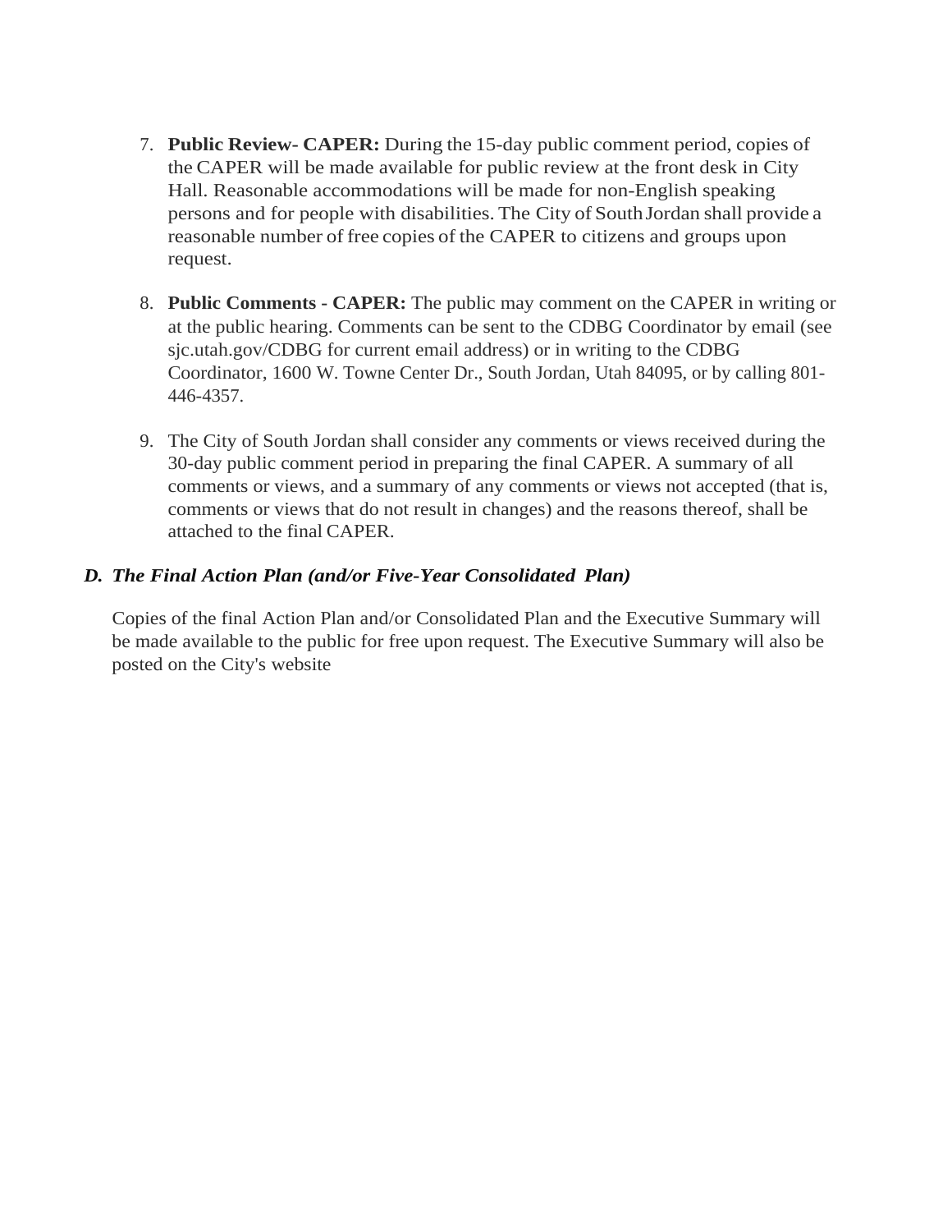7. **Public Review- CAPER:** During the 15-day public comment period, copies of the CAPER will be made available for public review at the front desk in City Hall. Reasonable accommodations will be made for non-English speaking persons and for people with disabilities. The City of South Jordan shall provide a reasonable number of free copies of the CAPER to citizens and groups upon request.

8. **Public Comments - CAPER:** The public may comment on the CAPER in writing or at the public hearing. Comments can be sent to the CDBG Coordinator by email (see sjc.utah.gov/CDBG for current email address) or in writing to the CDBG Coordinator, 1600 W. Towne Center Dr., South Jordan, Utah 84095, or by calling 801-446-4357.

9. The City of South Jordan shall consider any comments or views received during the 30-day public comment period in preparing the final CAPER. A summary of all comments or views, and a summary of any comments or views not accepted (that is, comments or views that do not result in changes) and the reasons thereof, shall be attached to the final CAPER.

### *D. The Final Action Plan (and/or Five-Year Consolidated Plan)*

Copies of the final Action Plan and/or Consolidated Plan and the Executive Summary will be made available to the public for free upon request. The Executive Summary will also be posted on the City's website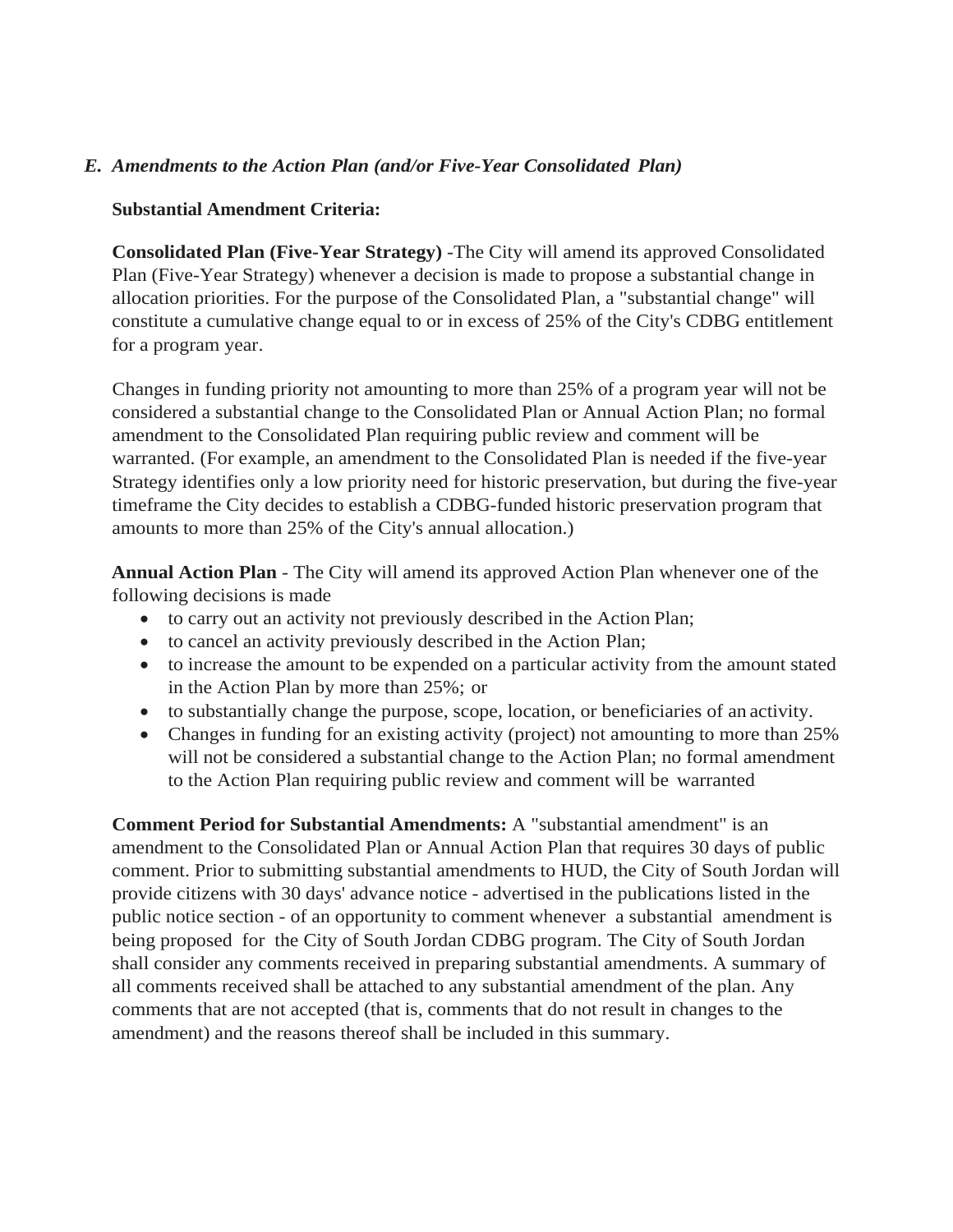### *E. Amendments to the Action Plan (and/or Five-Year Consolidated Plan)*

**Substantial Amendment Criteria:**

**Consolidated Plan (Five-Year Strategy)** -The City will amend its approved Consolidated Plan (Five-Year Strategy) whenever a decision is made to propose a substantial change in allocation priorities. For the purpose of the Consolidated Plan, a "substantial change" will constitute a cumulative change equal to or in excess of 25% of the City's CDBG entitlement for a program year.

Changes in funding priority not amounting to more than 25% of a program year will not be considered a substantial change to the Consolidated Plan or Annual Action Plan; no formal amendment to the Consolidated Plan requiring public review and comment will be warranted. (For example, an amendment to the Consolidated Plan is needed if the five-year Strategy identifies only a low priority need for historic preservation, but during the five-year timeframe the City decides to establish a CDBG-funded historic preservation program that amounts to more than 25% of the City's annual allocation.)

**Annual Action Plan** - The City will amend its approved Action Plan whenever one of the following decisions is made

- to carry out an activity not previously described in the Action Plan;
- to cancel an activity previously described in the Action Plan;
- to increase the amount to be expended on a particular activity from the amount stated in the Action Plan by more than 25%; or
- to substantially change the purpose, scope, location, or beneficiaries of an activity.
- Changes in funding for an existing activity (project) not amounting to more than 25% will not be considered a substantial change to the Action Plan; no formal amendment to the Action Plan requiring public review and comment will be warranted

**Comment Period for Substantial Amendments:** A "substantial amendment" is an amendment to the Consolidated Plan or Annual Action Plan that requires 30 days of public comment. Prior to submitting substantial amendments to HUD, the City of South Jordan will provide citizens with 30 days' advance notice - advertised in the publications listed in the public notice section - of an opportunity to comment whenever a substantial amendment is being proposed for the City of South Jordan CDBG program. The City of South Jordan shall consider any comments received in preparing substantial amendments. A summary of all comments received shall be attached to any substantial amendment of the plan. Any comments that are not accepted (that is, comments that do not result in changes to the amendment) and the reasons thereof shall be included in this summary.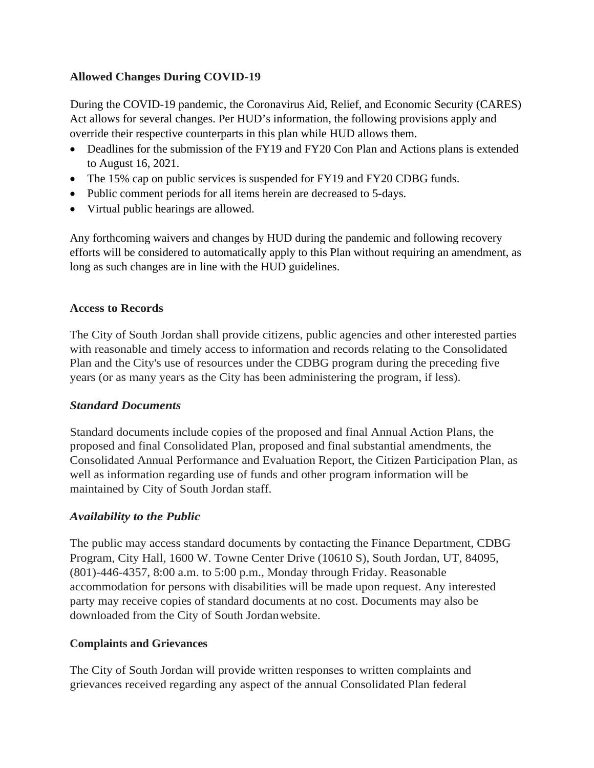**Allowed Changes During COVID-19**

During the COVID-19 pandemic, the Coronavirus Aid, Relief, and Economic Security (CARES) Act allows for several changes. Per HUD's information, the following provisions apply and override their respective counterparts in this plan while HUD allows them.

- Deadlines for the submission of the FY19 and FY20 Con Plan and Actions plans is extended to August 16, 2021.
- The 15% cap on public services is suspended for FY19 and FY20 CDBG funds.
- Public comment periods for all items herein are decreased to 5-days.
- Virtual public hearings are allowed.

Any forthcoming waivers and changes by HUD during the pandemic and following recovery efforts will be considered to automatically apply to this Plan without requiring an amendment, as long as such changes are in line with the HUD guidelines.

**Access to Records**

The City of South Jordan shall provide citizens, public agencies and other interested parties with reasonable and timely access to information and records relating to the Consolidated Plan and the City's use of resources under the CDBG program during the preceding five years (or as many years as the City has been administering the program, if less).

***Standard Documents***

Standard documents include copies of the proposed and final Annual Action Plans, the proposed and final Consolidated Plan, proposed and final substantial amendments, the Consolidated Annual Performance and Evaluation Report, the Citizen Participation Plan, as well as information regarding use of funds and other program information will be maintained by City of South Jordan staff.

***Availability to the Public***

The public may access standard documents by contacting the Finance Department, CDBG Program, City Hall, 1600 W. Towne Center Drive (10610 S), South Jordan, UT, 84095, (801)-446-4357, 8:00 a.m. to 5:00 p.m., Monday through Friday. Reasonable accommodation for persons with disabilities will be made upon request. Any interested party may receive copies of standard documents at no cost. Documents may also be downloaded from the City of South Jordan website.

**Complaints and Grievances**

The City of South Jordan will provide written responses to written complaints and grievances received regarding any aspect of the annual Consolidated Plan federal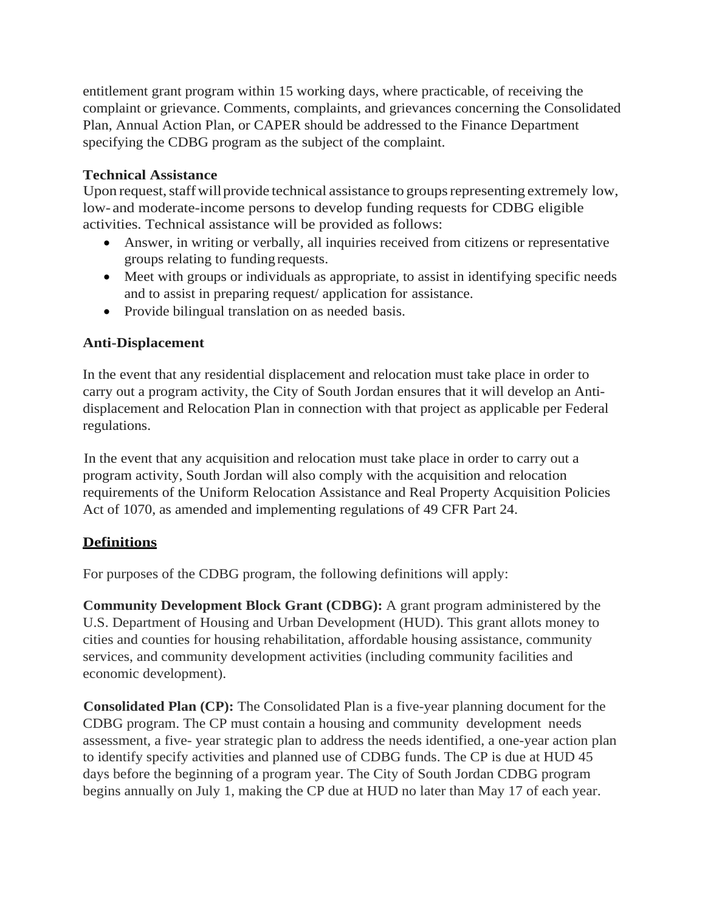entitlement grant program within 15 working days, where practicable, of receiving the complaint or grievance. Comments, complaints, and grievances concerning the Consolidated Plan, Annual Action Plan, or CAPER should be addressed to the Finance Department specifying the CDBG program as the subject of the complaint.

**Technical Assistance**

Upon request, staff will provide technical assistance to groups representing extremely low, low- and moderate-income persons to develop funding requests for CDBG eligible activities. Technical assistance will be provided as follows:

- Answer, in writing or verbally, all inquiries received from citizens or representative groups relating to funding requests.
- Meet with groups or individuals as appropriate, to assist in identifying specific needs and to assist in preparing request/ application for assistance.
- Provide bilingual translation on as needed basis.

**Anti-Displacement**

In the event that any residential displacement and relocation must take place in order to carry out a program activity, the City of South Jordan ensures that it will develop an Anti-displacement and Relocation Plan in connection with that project as applicable per Federal regulations.

In the event that any acquisition and relocation must take place in order to carry out a program activity, South Jordan will also comply with the acquisition and relocation requirements of the Uniform Relocation Assistance and Real Property Acquisition Policies Act of 1070, as amended and implementing regulations of 49 CFR Part 24.

## Definitions

For purposes of the CDBG program, the following definitions will apply:

**Community Development Block Grant (CDBG):** A grant program administered by the U.S. Department of Housing and Urban Development (HUD). This grant allots money to cities and counties for housing rehabilitation, affordable housing assistance, community services, and community development activities (including community facilities and economic development).

**Consolidated Plan (CP):** The Consolidated Plan is a five-year planning document for the CDBG program. The CP must contain a housing and community development needs assessment, a five- year strategic plan to address the needs identified, a one-year action plan to identify specify activities and planned use of CDBG funds. The CP is due at HUD 45 days before the beginning of a program year. The City of South Jordan CDBG program begins annually on July 1, making the CP due at HUD no later than May 17 of each year.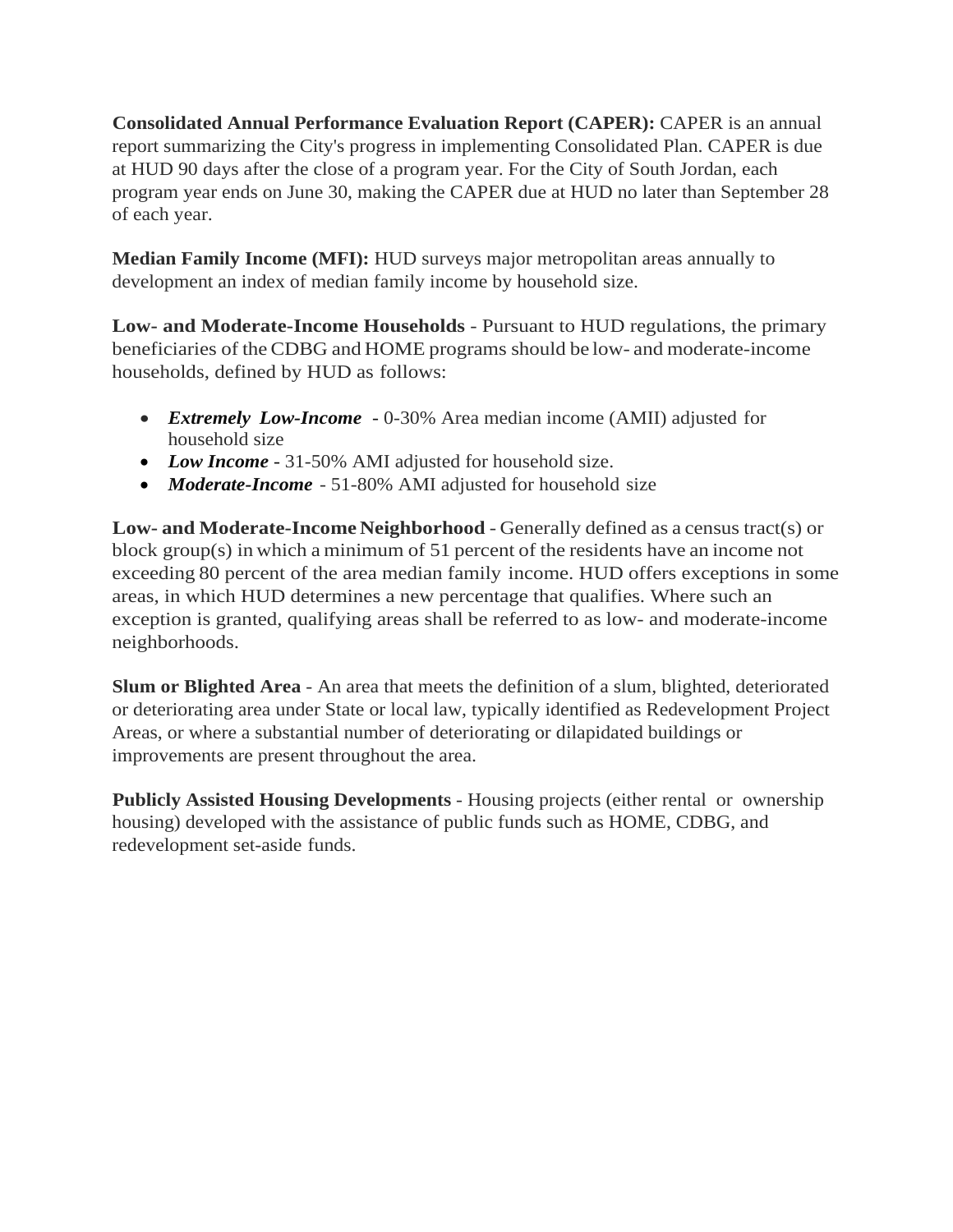**Consolidated Annual Performance Evaluation Report (CAPER):** CAPER is an annual report summarizing the City's progress in implementing Consolidated Plan. CAPER is due at HUD 90 days after the close of a program year. For the City of South Jordan, each program year ends on June 30, making the CAPER due at HUD no later than September 28 of each year.

**Median Family Income (MFI):** HUD surveys major metropolitan areas annually to development an index of median family income by household size.

**Low- and Moderate-Income Households** - Pursuant to HUD regulations, the primary beneficiaries of the CDBG and HOME programs should be low- and moderate-income households, defined by HUD as follows:

- ***Extremely Low-Income*** - 0-30% Area median income (AMII) adjusted for household size
- ***Low Income*** - 31-50% AMI adjusted for household size.
- ***Moderate-Income*** - 51-80% AMI adjusted for household size

**Low- and Moderate-Income Neighborhood** - Generally defined as a census tract(s) or block group(s) in which a minimum of 51 percent of the residents have an income not exceeding 80 percent of the area median family income. HUD offers exceptions in some areas, in which HUD determines a new percentage that qualifies. Where such an exception is granted, qualifying areas shall be referred to as low- and moderate-income neighborhoods.

**Slum or Blighted Area** - An area that meets the definition of a slum, blighted, deteriorated or deteriorating area under State or local law, typically identified as Redevelopment Project Areas, or where a substantial number of deteriorating or dilapidated buildings or improvements are present throughout the area.

**Publicly Assisted Housing Developments** - Housing projects (either rental or ownership housing) developed with the assistance of public funds such as HOME, CDBG, and redevelopment set-aside funds.